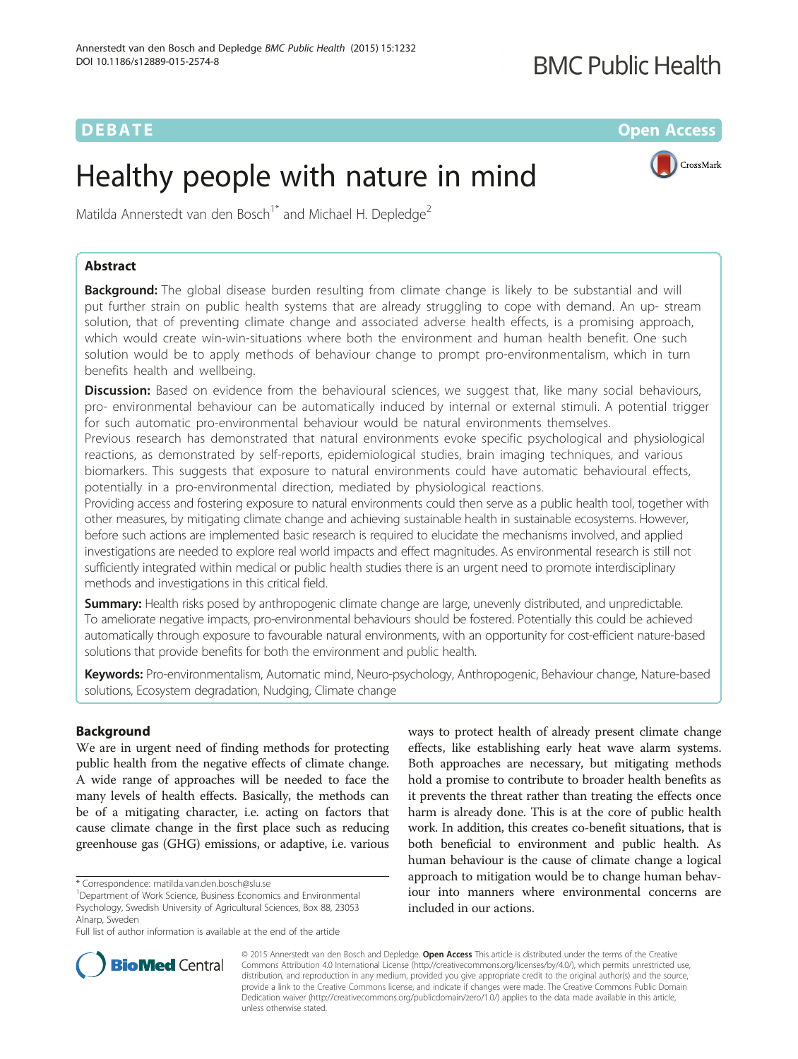DEBATE Open Access

# Healthy people with nature in mind

Matilda Annerstedt van den Bosch[1*] and Michael H. Depledge[2]

## Abstract

**Background:** The global disease burden resulting from climate change is likely to be substantial and will put further strain on public health systems that are already struggling to cope with demand. An up- stream solution, that of preventing climate change and associated adverse health effects, is a promising approach, which would create win-win-situations where both the environment and human health benefit. One such solution would be to apply methods of behaviour change to prompt pro-environmentalism, which in turn benefits health and wellbeing.

**Discussion:** Based on evidence from the behavioural sciences, we suggest that, like many social behaviours, pro- environmental behaviour can be automatically induced by internal or external stimuli. A potential trigger for such automatic pro-environmental behaviour would be natural environments themselves.

Previous research has demonstrated that natural environments evoke specific psychological and physiological reactions, as demonstrated by self-reports, epidemiological studies, brain imaging techniques, and various biomarkers. This suggests that exposure to natural environments could have automatic behavioural effects, potentially in a pro-environmental direction, mediated by physiological reactions.

Providing access and fostering exposure to natural environments could then serve as a public health tool, together with other measures, by mitigating climate change and achieving sustainable health in sustainable ecosystems. However, before such actions are implemented basic research is required to elucidate the mechanisms involved, and applied investigations are needed to explore real world impacts and effect magnitudes. As environmental research is still not sufficiently integrated within medical or public health studies there is an urgent need to promote interdisciplinary methods and investigations in this critical field.

**Summary:** Health risks posed by anthropogenic climate change are large, unevenly distributed, and unpredictable. To ameliorate negative impacts, pro-environmental behaviours should be fostered. Potentially this could be achieved automatically through exposure to favourable natural environments, with an opportunity for cost-efficient nature-based solutions that provide benefits for both the environment and public health.

**Keywords:** Pro-environmentalism, Automatic mind, Neuro-psychology, Anthropogenic, Behaviour change, Nature-based solutions, Ecosystem degradation, Nudging, Climate change

## Background

We are in urgent need of finding methods for protecting public health from the negative effects of climate change. A wide range of approaches will be needed to face the many levels of health effects. Basically, the methods can be of a mitigating character, i.e. acting on factors that cause climate change in the first place such as reducing greenhouse gas (GHG) emissions, or adaptive, i.e. various ways to protect health of already present climate change effects, like establishing early heat wave alarm systems. Both approaches are necessary, but mitigating methods hold a promise to contribute to broader health benefits as it prevents the threat rather than treating the effects once harm is already done. This is at the core of public health work. In addition, this creates co-benefit situations, that is both beneficial to environment and public health. As human behaviour is the cause of climate change a logical approach to mitigation would be to change human behaviour into manners where environmental concerns are included in our actions.

\* Correspondence: matilda.van.den.bosch@slu.se

[1]Department of Work Science, Business Economics and Environmental Psychology, Swedish University of Agricultural Sciences, Box 88, 23053 Alnarp, Sweden

Full list of author information is available at the end of the article

© 2015 Annerstedt van den Bosch and Depledge. **Open Access** This article is distributed under the terms of the Creative Commons Attribution 4.0 International License (http://creativecommons.org/licenses/by/4.0/), which permits unrestricted use, distribution, and reproduction in any medium, provided you give appropriate credit to the original author(s) and the source, provide a link to the Creative Commons license, and indicate if changes were made. The Creative Commons Public Domain Dedication waiver (http://creativecommons.org/publicdomain/zero/1.0/) applies to the data made available in this article, unless otherwise stated.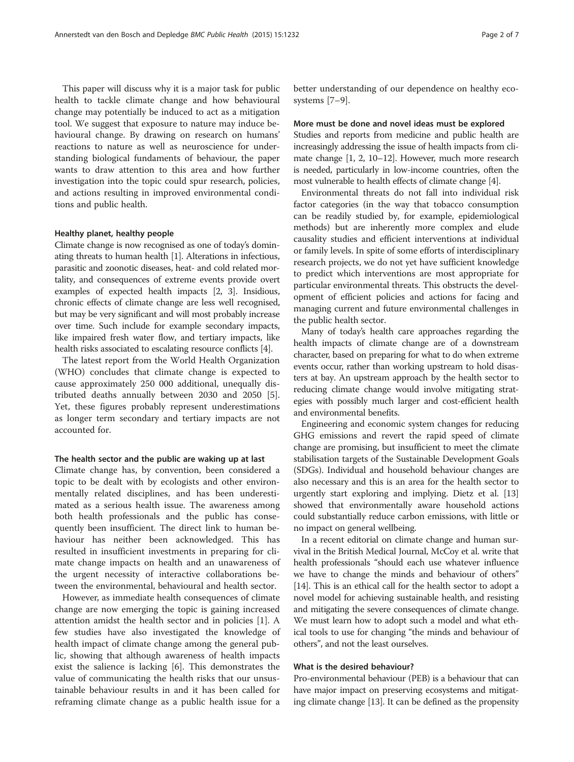This paper will discuss why it is a major task for public health to tackle climate change and how behavioural change may potentially be induced to act as a mitigation tool. We suggest that exposure to nature may induce behavioural change. By drawing on research on humans' reactions to nature as well as neuroscience for understanding biological fundaments of behaviour, the paper wants to draw attention to this area and how further investigation into the topic could spur research, policies, and actions resulting in improved environmental conditions and public health.

### Healthy planet, healthy people

Climate change is now recognised as one of today's dominating threats to human health [1]. Alterations in infectious, parasitic and zoonotic diseases, heat- and cold related mortality, and consequences of extreme events provide overt examples of expected health impacts [2, 3]. Insidious, chronic effects of climate change are less well recognised, but may be very significant and will most probably increase over time. Such include for example secondary impacts, like impaired fresh water flow, and tertiary impacts, like health risks associated to escalating resource conflicts [4].

The latest report from the World Health Organization (WHO) concludes that climate change is expected to cause approximately 250 000 additional, unequally distributed deaths annually between 2030 and 2050 [5]. Yet, these figures probably represent underestimations as longer term secondary and tertiary impacts are not accounted for.

### The health sector and the public are waking up at last

Climate change has, by convention, been considered a topic to be dealt with by ecologists and other environmentally related disciplines, and has been underestimated as a serious health issue. The awareness among both health professionals and the public has consequently been insufficient. The direct link to human behaviour has neither been acknowledged. This has resulted in insufficient investments in preparing for climate change impacts on health and an unawareness of the urgent necessity of interactive collaborations between the environmental, behavioural and health sector.

However, as immediate health consequences of climate change are now emerging the topic is gaining increased attention amidst the health sector and in policies [1]. A few studies have also investigated the knowledge of health impact of climate change among the general public, showing that although awareness of health impacts exist the salience is lacking [6]. This demonstrates the value of communicating the health risks that our unsustainable behaviour results in and it has been called for reframing climate change as a public health issue for a better understanding of our dependence on healthy ecosystems [7–9].

### More must be done and novel ideas must be explored

Studies and reports from medicine and public health are increasingly addressing the issue of health impacts from climate change [1, 2, 10–12]. However, much more research is needed, particularly in low-income countries, often the most vulnerable to health effects of climate change [4].

Environmental threats do not fall into individual risk factor categories (in the way that tobacco consumption can be readily studied by, for example, epidemiological methods) but are inherently more complex and elude causality studies and efficient interventions at individual or family levels. In spite of some efforts of interdisciplinary research projects, we do not yet have sufficient knowledge to predict which interventions are most appropriate for particular environmental threats. This obstructs the development of efficient policies and actions for facing and managing current and future environmental challenges in the public health sector.

Many of today's health care approaches regarding the health impacts of climate change are of a downstream character, based on preparing for what to do when extreme events occur, rather than working upstream to hold disasters at bay. An upstream approach by the health sector to reducing climate change would involve mitigating strategies with possibly much larger and cost-efficient health and environmental benefits.

Engineering and economic system changes for reducing GHG emissions and revert the rapid speed of climate change are promising, but insufficient to meet the climate stabilisation targets of the Sustainable Development Goals (SDGs). Individual and household behaviour changes are also necessary and this is an area for the health sector to urgently start exploring and implying. Dietz et al. [13] showed that environmentally aware household actions could substantially reduce carbon emissions, with little or no impact on general wellbeing.

In a recent editorial on climate change and human survival in the British Medical Journal, McCoy et al. write that health professionals "should each use whatever influence we have to change the minds and behaviour of others" [14]. This is an ethical call for the health sector to adopt a novel model for achieving sustainable health, and resisting and mitigating the severe consequences of climate change. We must learn how to adopt such a model and what ethical tools to use for changing "the minds and behaviour of others", and not the least ourselves.

### What is the desired behaviour?

Pro-environmental behaviour (PEB) is a behaviour that can have major impact on preserving ecosystems and mitigating climate change [13]. It can be defined as the propensity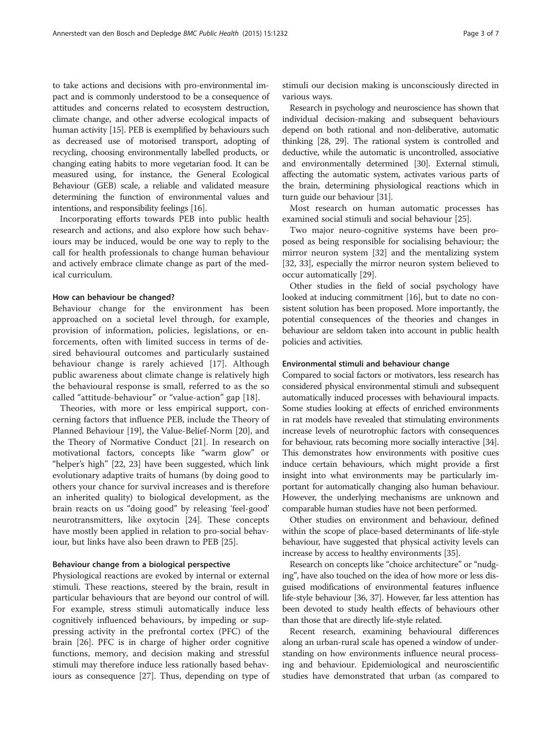to take actions and decisions with pro-environmental impact and is commonly understood to be a consequence of attitudes and concerns related to ecosystem destruction, climate change, and other adverse ecological impacts of human activity [15]. PEB is exemplified by behaviours such as decreased use of motorised transport, adopting of recycling, choosing environmentally labelled products, or changing eating habits to more vegetarian food. It can be measured using, for instance, the General Ecological Behaviour (GEB) scale, a reliable and validated measure determining the function of environmental values and intentions, and responsibility feelings [16].

Incorporating efforts towards PEB into public health research and actions, and also explore how such behaviours may be induced, would be one way to reply to the call for health professionals to change human behaviour and actively embrace climate change as part of the medical curriculum.

### How can behaviour be changed?

Behaviour change for the environment has been approached on a societal level through, for example, provision of information, policies, legislations, or enforcements, often with limited success in terms of desired behavioural outcomes and particularly sustained behaviour change is rarely achieved [17]. Although public awareness about climate change is relatively high the behavioural response is small, referred to as the so called "attitude-behaviour" or "value-action" gap [18].

Theories, with more or less empirical support, concerning factors that influence PEB, include the Theory of Planned Behaviour [19], the Value-Belief-Norm [20], and the Theory of Normative Conduct [21]. In research on motivational factors, concepts like "warm glow" or "helper's high" [22, 23] have been suggested, which link evolutionary adaptive traits of humans (by doing good to others your chance for survival increases and is therefore an inherited quality) to biological development, as the brain reacts on us "doing good" by releasing 'feel-good' neurotransmitters, like oxytocin [24]. These concepts have mostly been applied in relation to pro-social behaviour, but links have also been drawn to PEB [25].

### Behaviour change from a biological perspective

Physiological reactions are evoked by internal or external stimuli. These reactions, steered by the brain, result in particular behaviours that are beyond our control of will. For example, stress stimuli automatically induce less cognitively influenced behaviours, by impeding or suppressing activity in the prefrontal cortex (PFC) of the brain [26]. PFC is in charge of higher order cognitive functions, memory, and decision making and stressful stimuli may therefore induce less rationally based behaviours as consequence [27]. Thus, depending on type of stimuli our decision making is unconsciously directed in various ways.

Research in psychology and neuroscience has shown that individual decision-making and subsequent behaviours depend on both rational and non-deliberative, automatic thinking [28, 29]. The rational system is controlled and deductive, while the automatic is uncontrolled, associative and environmentally determined [30]. External stimuli, affecting the automatic system, activates various parts of the brain, determining physiological reactions which in turn guide our behaviour [31].

Most research on human automatic processes has examined social stimuli and social behaviour [25].

Two major neuro-cognitive systems have been proposed as being responsible for socialising behaviour; the mirror neuron system [32] and the mentalizing system [32, 33], especially the mirror neuron system believed to occur automatically [29].

Other studies in the field of social psychology have looked at inducing commitment [16], but to date no consistent solution has been proposed. More importantly, the potential consequences of the theories and changes in behaviour are seldom taken into account in public health policies and activities.

### Environmental stimuli and behaviour change

Compared to social factors or motivators, less research has considered physical environmental stimuli and subsequent automatically induced processes with behavioural impacts. Some studies looking at effects of enriched environments in rat models have revealed that stimulating environments increase levels of neurotrophic factors with consequences for behaviour, rats becoming more socially interactive [34]. This demonstrates how environments with positive cues induce certain behaviours, which might provide a first insight into what environments may be particularly important for automatically changing also human behaviour. However, the underlying mechanisms are unknown and comparable human studies have not been performed.

Other studies on environment and behaviour, defined within the scope of place-based determinants of life-style behaviour, have suggested that physical activity levels can increase by access to healthy environments [35].

Research on concepts like "choice architecture" or "nudging", have also touched on the idea of how more or less disguised modifications of environmental features influence life-style behaviour [36, 37]. However, far less attention has been devoted to study health effects of behaviours other than those that are directly life-style related.

Recent research, examining behavioural differences along an urban-rural scale has opened a window of understanding on how environments influence neural processing and behaviour. Epidemiological and neuroscientific studies have demonstrated that urban (as compared to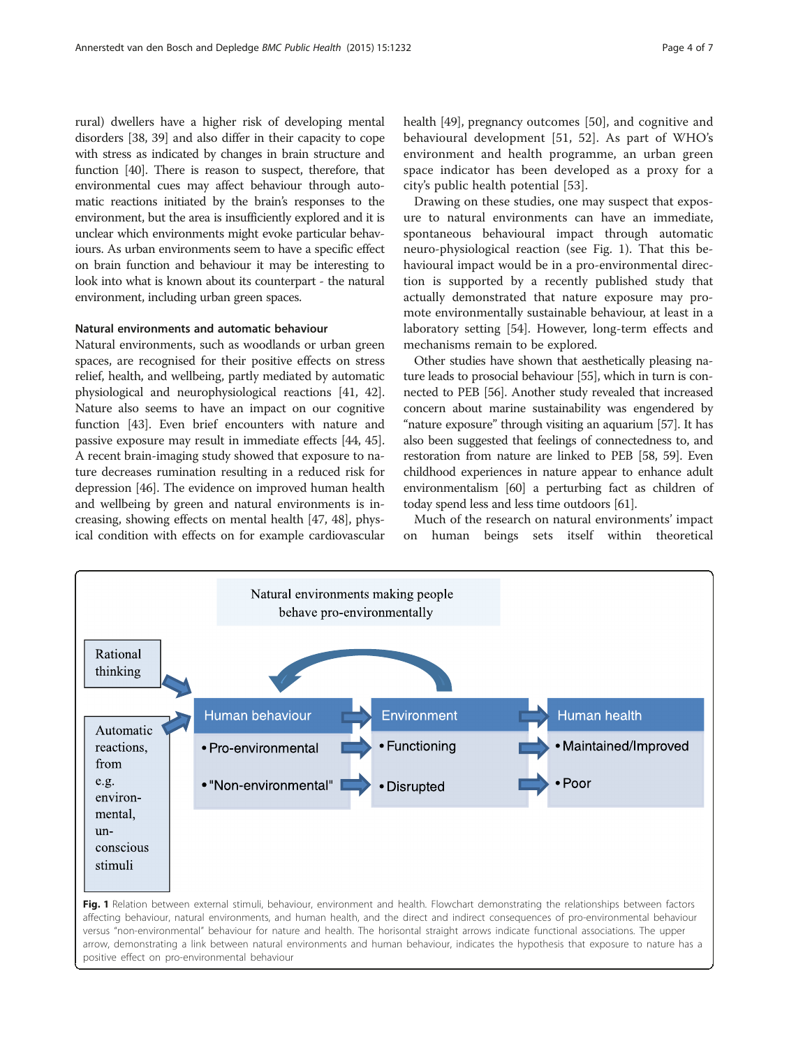rural) dwellers have a higher risk of developing mental disorders [38, 39] and also differ in their capacity to cope with stress as indicated by changes in brain structure and function [40]. There is reason to suspect, therefore, that environmental cues may affect behaviour through automatic reactions initiated by the brain's responses to the environment, but the area is insufficiently explored and it is unclear which environments might evoke particular behaviours. As urban environments seem to have a specific effect on brain function and behaviour it may be interesting to look into what is known about its counterpart - the natural environment, including urban green spaces.

### Natural environments and automatic behaviour

Natural environments, such as woodlands or urban green spaces, are recognised for their positive effects on stress relief, health, and wellbeing, partly mediated by automatic physiological and neurophysiological reactions [41, 42]. Nature also seems to have an impact on our cognitive function [43]. Even brief encounters with nature and passive exposure may result in immediate effects [44, 45]. A recent brain-imaging study showed that exposure to nature decreases rumination resulting in a reduced risk for depression [46]. The evidence on improved human health and wellbeing by green and natural environments is increasing, showing effects on mental health [47, 48], physical condition with effects on for example cardiovascular health [49], pregnancy outcomes [50], and cognitive and behavioural development [51, 52]. As part of WHO's environment and health programme, an urban green space indicator has been developed as a proxy for a city's public health potential [53].

Drawing on these studies, one may suspect that exposure to natural environments can have an immediate, spontaneous behavioural impact through automatic neuro-physiological reaction (see Fig. 1). That this behavioural impact would be in a pro-environmental direction is supported by a recently published study that actually demonstrated that nature exposure may promote environmentally sustainable behaviour, at least in a laboratory setting [54]. However, long-term effects and mechanisms remain to be explored.

Other studies have shown that aesthetically pleasing nature leads to prosocial behaviour [55], which in turn is connected to PEB [56]. Another study revealed that increased concern about marine sustainability was engendered by "nature exposure" through visiting an aquarium [57]. It has also been suggested that feelings of connectedness to, and restoration from nature are linked to PEB [58, 59]. Even childhood experiences in nature appear to enhance adult environmentalism [60] a perturbing fact as children of today spend less and less time outdoors [61].

Much of the research on natural environments' impact on human beings sets itself within theoretical

**Fig. 1** Relation between external stimuli, behaviour, environment and health. Flowchart demonstrating the relationships between factors affecting behaviour, natural environments, and human health, and the direct and indirect consequences of pro-environmental behaviour versus "non-environmental" behaviour for nature and health. The horisontal straight arrows indicate functional associations. The upper arrow, demonstrating a link between natural environments and human behaviour, indicates the hypothesis that exposure to nature has a positive effect on pro-environmental behaviour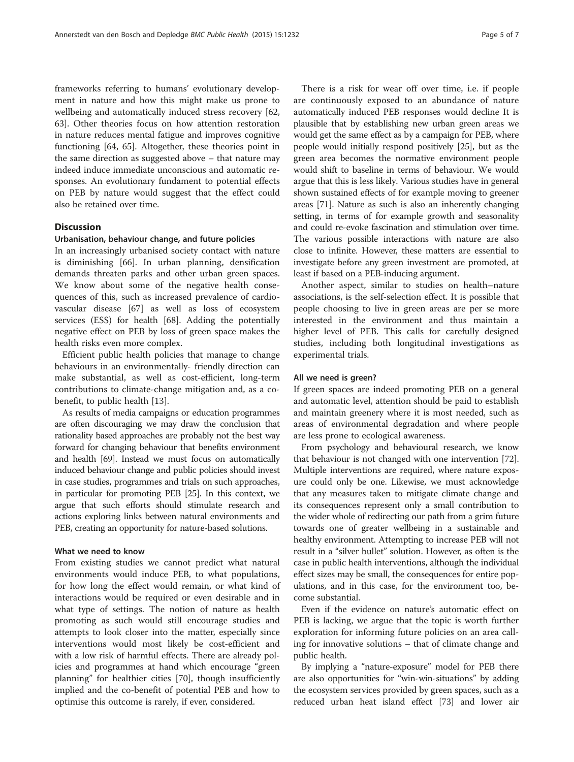frameworks referring to humans' evolutionary development in nature and how this might make us prone to wellbeing and automatically induced stress recovery [62, 63]. Other theories focus on how attention restoration in nature reduces mental fatigue and improves cognitive functioning [64, 65]. Altogether, these theories point in the same direction as suggested above – that nature may indeed induce immediate unconscious and automatic responses. An evolutionary fundament to potential effects on PEB by nature would suggest that the effect could also be retained over time.

## Discussion

### Urbanisation, behaviour change, and future policies

In an increasingly urbanised society contact with nature is diminishing [66]. In urban planning, densification demands threaten parks and other urban green spaces. We know about some of the negative health consequences of this, such as increased prevalence of cardiovascular disease [67] as well as loss of ecosystem services (ESS) for health [68]. Adding the potentially negative effect on PEB by loss of green space makes the health risks even more complex.

Efficient public health policies that manage to change behaviours in an environmentally- friendly direction can make substantial, as well as cost-efficient, long-term contributions to climate-change mitigation and, as a co-benefit, to public health [13].

As results of media campaigns or education programmes are often discouraging we may draw the conclusion that rationality based approaches are probably not the best way forward for changing behaviour that benefits environment and health [69]. Instead we must focus on automatically induced behaviour change and public policies should invest in case studies, programmes and trials on such approaches, in particular for promoting PEB [25]. In this context, we argue that such efforts should stimulate research and actions exploring links between natural environments and PEB, creating an opportunity for nature-based solutions.

### What we need to know

From existing studies we cannot predict what natural environments would induce PEB, to what populations, for how long the effect would remain, or what kind of interactions would be required or even desirable and in what type of settings. The notion of nature as health promoting as such would still encourage studies and attempts to look closer into the matter, especially since interventions would most likely be cost-efficient and with a low risk of harmful effects. There are already policies and programmes at hand which encourage "green planning" for healthier cities [70], though insufficiently implied and the co-benefit of potential PEB and how to optimise this outcome is rarely, if ever, considered.

There is a risk for wear off over time, i.e. if people are continuously exposed to an abundance of nature automatically induced PEB responses would decline It is plausible that by establishing new urban green areas we would get the same effect as by a campaign for PEB, where people would initially respond positively [25], but as the green area becomes the normative environment people would shift to baseline in terms of behaviour. We would argue that this is less likely. Various studies have in general shown sustained effects of for example moving to greener areas [71]. Nature as such is also an inherently changing setting, in terms of for example growth and seasonality and could re-evoke fascination and stimulation over time. The various possible interactions with nature are also close to infinite. However, these matters are essential to investigate before any green investment are promoted, at least if based on a PEB-inducing argument.

Another aspect, similar to studies on health–nature associations, is the self-selection effect. It is possible that people choosing to live in green areas are per se more interested in the environment and thus maintain a higher level of PEB. This calls for carefully designed studies, including both longitudinal investigations as experimental trials.

### All we need is green?

If green spaces are indeed promoting PEB on a general and automatic level, attention should be paid to establish and maintain greenery where it is most needed, such as areas of environmental degradation and where people are less prone to ecological awareness.

From psychology and behavioural research, we know that behaviour is not changed with one intervention [72]. Multiple interventions are required, where nature exposure could only be one. Likewise, we must acknowledge that any measures taken to mitigate climate change and its consequences represent only a small contribution to the wider whole of redirecting our path from a grim future towards one of greater wellbeing in a sustainable and healthy environment. Attempting to increase PEB will not result in a "silver bullet" solution. However, as often is the case in public health interventions, although the individual effect sizes may be small, the consequences for entire populations, and in this case, for the environment too, become substantial.

Even if the evidence on nature's automatic effect on PEB is lacking, we argue that the topic is worth further exploration for informing future policies on an area calling for innovative solutions – that of climate change and public health.

By implying a "nature-exposure" model for PEB there are also opportunities for "win-win-situations" by adding the ecosystem services provided by green spaces, such as a reduced urban heat island effect [73] and lower air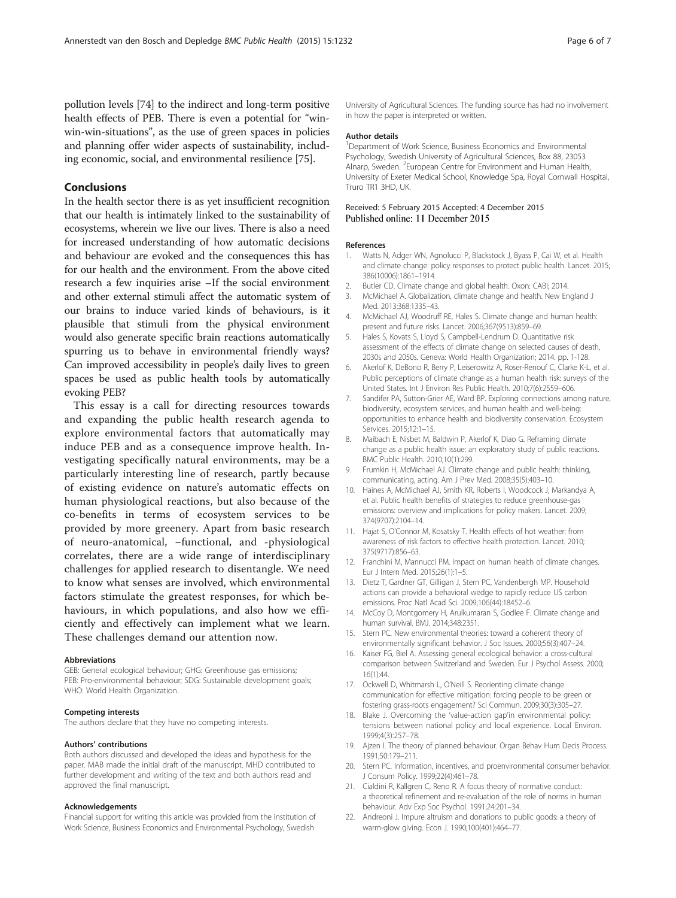pollution levels [74] to the indirect and long-term positive health effects of PEB. There is even a potential for "win-win-win-situations", as the use of green spaces in policies and planning offer wider aspects of sustainability, including economic, social, and environmental resilience [75].

## Conclusions

In the health sector there is as yet insufficient recognition that our health is intimately linked to the sustainability of ecosystems, wherein we live our lives. There is also a need for increased understanding of how automatic decisions and behaviour are evoked and the consequences this has for our health and the environment. From the above cited research a few inquiries arise –If the social environment and other external stimuli affect the automatic system of our brains to induce varied kinds of behaviours, is it plausible that stimuli from the physical environment would also generate specific brain reactions automatically spurring us to behave in environmental friendly ways? Can improved accessibility in people's daily lives to green spaces be used as public health tools by automatically evoking PEB?

This essay is a call for directing resources towards and expanding the public health research agenda to explore environmental factors that automatically may induce PEB and as a consequence improve health. Investigating specifically natural environments, may be a particularly interesting line of research, partly because of existing evidence on nature's automatic effects on human physiological reactions, but also because of the co-benefits in terms of ecosystem services to be provided by more greenery. Apart from basic research of neuro-anatomical, –functional, and -physiological correlates, there are a wide range of interdisciplinary challenges for applied research to disentangle. We need to know what senses are involved, which environmental factors stimulate the greatest responses, for which behaviours, in which populations, and also how we efficiently and effectively can implement what we learn. These challenges demand our attention now.

#### Abbreviations

GEB: General ecological behaviour; GHG: Greenhouse gas emissions; PEB: Pro-environmental behaviour; SDG: Sustainable development goals; WHO: World Health Organization.

#### Competing interests

The authors declare that they have no competing interests.

#### Authors' contributions

Both authors discussed and developed the ideas and hypothesis for the paper. MAB made the initial draft of the manuscript. MHD contributed to further development and writing of the text and both authors read and approved the final manuscript.

#### Acknowledgements

Financial support for writing this article was provided from the institution of Work Science, Business Economics and Environmental Psychology, Swedish University of Agricultural Sciences. The funding source has had no involvement in how the paper is interpreted or written.

#### Author details

[1]Department of Work Science, Business Economics and Environmental Psychology, Swedish University of Agricultural Sciences, Box 88, 23053 Alnarp, Sweden. [2]European Centre for Environment and Human Health, University of Exeter Medical School, Knowledge Spa, Royal Cornwall Hospital, Truro TR1 3HD, UK.

Received: 5 February 2015 Accepted: 4 December 2015
Published online: 11 December 2015

#### References

1. Watts N, Adger WN, Agnolucci P, Blackstock J, Byass P, Cai W, et al. Health and climate change: policy responses to protect public health. Lancet. 2015; 386(10006):1861–1914.
2. Butler CD. Climate change and global health. Oxon: CABI; 2014.
3. McMichael A. Globalization, climate change and health. New England J Med. 2013;368:1335–43.
4. McMichael AJ, Woodruff RE, Hales S. Climate change and human health: present and future risks. Lancet. 2006;367(9513):859–69.
5. Hales S, Kovats S, Lloyd S, Campbell-Lendrum D. Quantitative risk assessment of the effects of climate change on selected causes of death, 2030s and 2050s. Geneva: World Health Organization; 2014. pp. 1-128.
6. Akerlof K, DeBono R, Berry P, Leiserowitz A, Roser-Renouf C, Clarke K-L, et al. Public perceptions of climate change as a human health risk: surveys of the United States. Int J Environ Res Public Health. 2010;7(6):2559–606.
7. Sandifer PA, Sutton-Grier AE, Ward BP. Exploring connections among nature, biodiversity, ecosystem services, and human health and well-being: opportunities to enhance health and biodiversity conservation. Ecosystem Services. 2015;12:1–15.
8. Maibach E, Nisbet M, Baldwin P, Akerlof K, Diao G. Reframing climate change as a public health issue: an exploratory study of public reactions. BMC Public Health. 2010;10(1):299.
9. Frumkin H, McMichael AJ. Climate change and public health: thinking, communicating, acting. Am J Prev Med. 2008;35(5):403–10.
10. Haines A, McMichael AJ, Smith KR, Roberts I, Woodcock J, Markandya A, et al. Public health benefits of strategies to reduce greenhouse-gas emissions: overview and implications for policy makers. Lancet. 2009; 374(9707):2104–14.
11. Hajat S, O'Connor M, Kosatsky T. Health effects of hot weather: from awareness of risk factors to effective health protection. Lancet. 2010; 375(9717):856–63.
12. Franchini M, Mannucci PM. Impact on human health of climate changes. Eur J Intern Med. 2015;26(1):1–5.
13. Dietz T, Gardner GT, Gilligan J, Stern PC, Vandenbergh MP. Household actions can provide a behavioral wedge to rapidly reduce US carbon emissions. Proc Natl Acad Sci. 2009;106(44):18452–6.
14. McCoy D, Montgomery H, Arulkumaran S, Godlee F. Climate change and human survival. BMJ. 2014;348:2351.
15. Stern PC. New environmental theories: toward a coherent theory of environmentally significant behavior. J Soc Issues. 2000;56(3):407–24.
16. Kaiser FG, Biel A. Assessing general ecological behavior: a cross-cultural comparison between Switzerland and Sweden. Eur J Psychol Assess. 2000; 16(1):44.
17. Ockwell D, Whitmarsh L, O'Neill S. Reorienting climate change communication for effective mitigation: forcing people to be green or fostering grass-roots engagement? Sci Commun. 2009;30(3):305–27.
18. Blake J. Overcoming the 'value-action gap'in environmental policy: tensions between national policy and local experience. Local Environ. 1999;4(3):257–78.
19. Ajzen I. The theory of planned behaviour. Organ Behav Hum Decis Process. 1991;50:179–211.
20. Stern PC. Information, incentives, and proenvironmental consumer behavior. J Consum Policy. 1999;22(4):461–78.
21. Cialdini R, Kallgren C, Reno R. A focus theory of normative conduct: a theoretical refinement and re-evaluation of the role of norms in human behaviour. Adv Exp Soc Psychol. 1991;24:201–34.
22. Andreoni J. Impure altruism and donations to public goods: a theory of warm-glow giving. Econ J. 1990;100(401):464–77.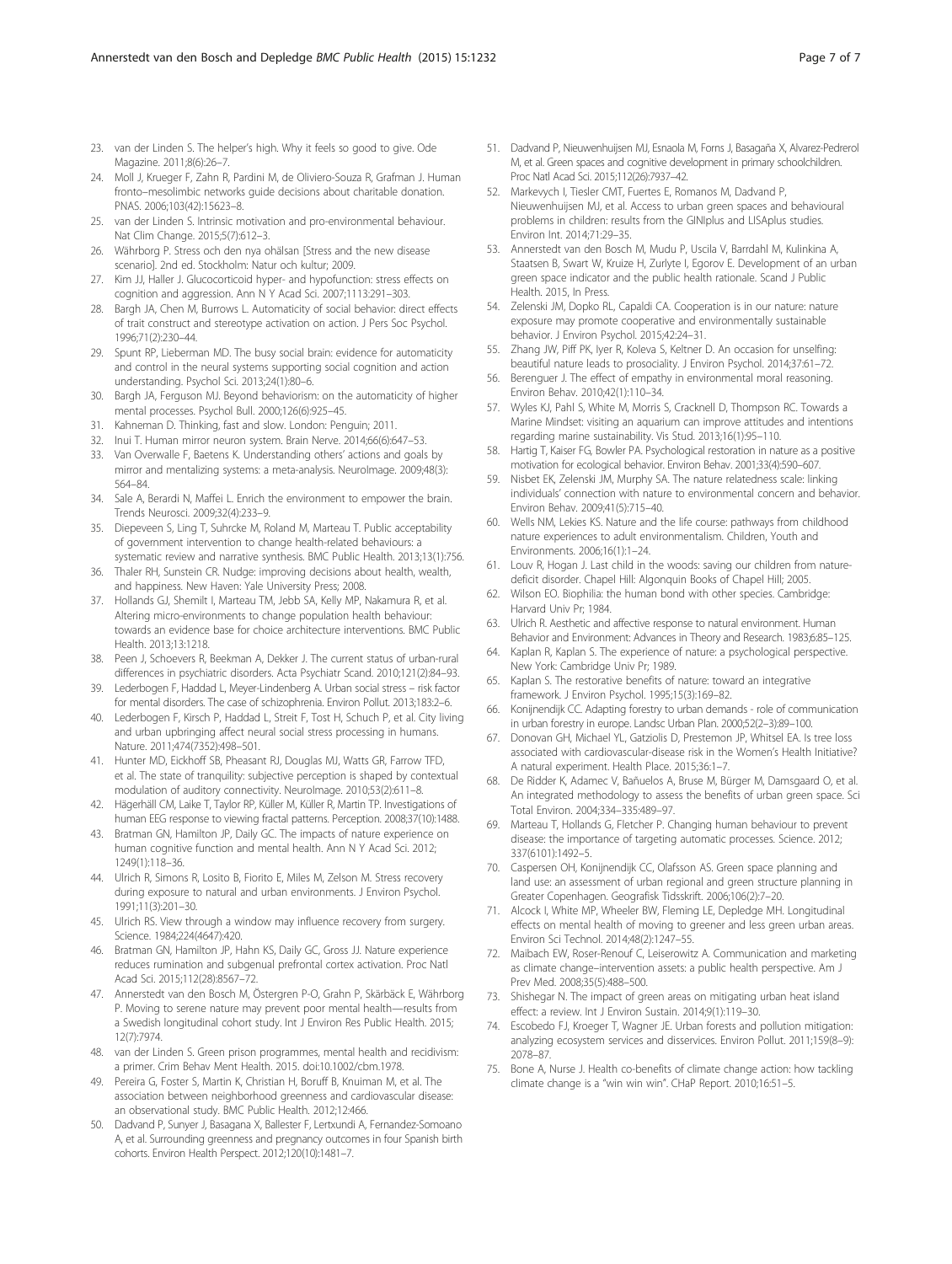23. van der Linden S. The helper's high. Why it feels so good to give. Ode Magazine. 2011;8(6):26–7.
24. Moll J, Krueger F, Zahn R, Pardini M, de Oliviero-Souza R, Grafman J. Human fronto–mesolimbic networks guide decisions about charitable donation. PNAS. 2006;103(42):15623–8.
25. van der Linden S. Intrinsic motivation and pro-environmental behaviour. Nat Clim Change. 2015;5(7):612–3.
26. Währborg P. Stress och den nya ohälsan [Stress and the new disease scenario]. 2nd ed. Stockholm: Natur och kultur; 2009.
27. Kim JJ, Haller J. Glucocorticoid hyper- and hypofunction: stress effects on cognition and aggression. Ann N Y Acad Sci. 2007;1113:291–303.
28. Bargh JA, Chen M, Burrows L. Automaticity of social behavior: direct effects of trait construct and stereotype activation on action. J Pers Soc Psychol. 1996;71(2):230–44.
29. Spunt RP, Lieberman MD. The busy social brain: evidence for automaticity and control in the neural systems supporting social cognition and action understanding. Psychol Sci. 2013;24(1):80–6.
30. Bargh JA, Ferguson MJ. Beyond behaviorism: on the automaticity of higher mental processes. Psychol Bull. 2000;126(6):925–45.
31. Kahneman D. Thinking, fast and slow. London: Penguin; 2011.
32. Inui T. Human mirror neuron system. Brain Nerve. 2014;66(6):647–53.
33. Van Overwalle F, Baetens K. Understanding others' actions and goals by mirror and mentalizing systems: a meta-analysis. NeuroImage. 2009;48(3): 564–84.
34. Sale A, Berardi N, Maffei L. Enrich the environment to empower the brain. Trends Neurosci. 2009;32(4):233–9.
35. Diepeveen S, Ling T, Suhrcke M, Roland M, Marteau T. Public acceptability of government intervention to change health-related behaviours: a systematic review and narrative synthesis. BMC Public Health. 2013;13(1):756.
36. Thaler RH, Sunstein CR. Nudge: improving decisions about health, wealth, and happiness. New Haven: Yale University Press; 2008.
37. Hollands GJ, Shemilt I, Marteau TM, Jebb SA, Kelly MP, Nakamura R, et al. Altering micro-environments to change population health behaviour: towards an evidence base for choice architecture interventions. BMC Public Health. 2013;13:1218.
38. Peen J, Schoevers R, Beekman A, Dekker J. The current status of urban-rural differences in psychiatric disorders. Acta Psychiatr Scand. 2010;121(2):84–93.
39. Lederbogen F, Haddad L, Meyer-Lindenberg A. Urban social stress – risk factor for mental disorders. The case of schizophrenia. Environ Pollut. 2013;183:2–6.
40. Lederbogen F, Kirsch P, Haddad L, Streit F, Tost H, Schuch P, et al. City living and urban upbringing affect neural social stress processing in humans. Nature. 2011;474(7352):498–501.
41. Hunter MD, Eickhoff SB, Pheasant RJ, Douglas MJ, Watts GR, Farrow TFD, et al. The state of tranquility: subjective perception is shaped by contextual modulation of auditory connectivity. NeuroImage. 2010;53(2):611–8.
42. Hägerhäll CM, Laike T, Taylor RP, Küller M, Küller R, Martin TP. Investigations of human EEG response to viewing fractal patterns. Perception. 2008;37(10):1488.
43. Bratman GN, Hamilton JP, Daily GC. The impacts of nature experience on human cognitive function and mental health. Ann N Y Acad Sci. 2012; 1249(1):118–36.
44. Ulrich R, Simons R, Losito B, Fiorito E, Miles M, Zelson M. Stress recovery during exposure to natural and urban environments. J Environ Psychol. 1991;11(3):201–30.
45. Ulrich RS. View through a window may influence recovery from surgery. Science. 1984;224(4647):420.
46. Bratman GN, Hamilton JP, Hahn KS, Daily GC, Gross JJ. Nature experience reduces rumination and subgenual prefrontal cortex activation. Proc Natl Acad Sci. 2015;112(28):8567–72.
47. Annerstedt van den Bosch M, Östergren P-O, Grahn P, Skärbäck E, Währborg P. Moving to serene nature may prevent poor mental health—results from a Swedish longitudinal cohort study. Int J Environ Res Public Health. 2015; 12(7):7974.
48. van der Linden S. Green prison programmes, mental health and recidivism: a primer. Crim Behav Ment Health. 2015. doi:10.1002/cbm.1978.
49. Pereira G, Foster S, Martin K, Christian H, Boruff B, Knuiman M, et al. The association between neighborhood greenness and cardiovascular disease: an observational study. BMC Public Health. 2012;12:466.
50. Dadvand P, Sunyer J, Basagana X, Ballester F, Lertxundi A, Fernandez-Somoano A, et al. Surrounding greenness and pregnancy outcomes in four Spanish birth cohorts. Environ Health Perspect. 2012;120(10):1481–7.
51. Dadvand P, Nieuwenhuijsen MJ, Esnaola M, Forns J, Basagaña X, Alvarez-Pedrerol M, et al. Green spaces and cognitive development in primary schoolchildren. Proc Natl Acad Sci. 2015;112(26):7937–42.
52. Markevych I, Tiesler CMT, Fuertes E, Romanos M, Dadvand P, Nieuwenhuijsen MJ, et al. Access to urban green spaces and behavioural problems in children: results from the GINIplus and LISAplus studies. Environ Int. 2014;71:29–35.
53. Annerstedt van den Bosch M, Mudu P, Uscila V, Barrdahl M, Kulinkina A, Staatsen B, Swart W, Kruize H, Zurlyte I, Egorov E. Development of an urban green space indicator and the public health rationale. Scand J Public Health. 2015, In Press.
54. Zelenski JM, Dopko RL, Capaldi CA. Cooperation is in our nature: nature exposure may promote cooperative and environmentally sustainable behavior. J Environ Psychol. 2015;42:24–31.
55. Zhang JW, Piff PK, Iyer R, Koleva S, Keltner D. An occasion for unselfing: beautiful nature leads to prosociality. J Environ Psychol. 2014;37:61–72.
56. Berenguer J. The effect of empathy in environmental moral reasoning. Environ Behav. 2010;42(1):110–34.
57. Wyles KJ, Pahl S, White M, Morris S, Cracknell D, Thompson RC. Towards a Marine Mindset: visiting an aquarium can improve attitudes and intentions regarding marine sustainability. Vis Stud. 2013;16(1):95–110.
58. Hartig T, Kaiser FG, Bowler PA. Psychological restoration in nature as a positive motivation for ecological behavior. Environ Behav. 2001;33(4):590–607.
59. Nisbet EK, Zelenski JM, Murphy SA. The nature relatedness scale: linking individuals' connection with nature to environmental concern and behavior. Environ Behav. 2009;41(5):715–40.
60. Wells NM, Lekies KS. Nature and the life course: pathways from childhood nature experiences to adult environmentalism. Children, Youth and Environments. 2006;16(1):1–24.
61. Louv R, Hogan J. Last child in the woods: saving our children from nature-deficit disorder. Chapel Hill: Algonquin Books of Chapel Hill; 2005.
62. Wilson EO. Biophilia: the human bond with other species. Cambridge: Harvard Univ Pr; 1984.
63. Ulrich R. Aesthetic and affective response to natural environment. Human Behavior and Environment: Advances in Theory and Research. 1983;6:85–125.
64. Kaplan R, Kaplan S. The experience of nature: a psychological perspective. New York: Cambridge Univ Pr; 1989.
65. Kaplan S. The restorative benefits of nature: toward an integrative framework. J Environ Psychol. 1995;15(3):169–82.
66. Konijnendijk CC. Adapting forestry to urban demands - role of communication in urban forestry in europe. Landsc Urban Plan. 2000;52(2–3):89–100.
67. Donovan GH, Michael YL, Gatziolis D, Prestemon JP, Whitsel EA. Is tree loss associated with cardiovascular-disease risk in the Women's Health Initiative? A natural experiment. Health Place. 2015;36:1–7.
68. De Ridder K, Adamec V, Bañuelos A, Bruse M, Bürger M, Damsgaard O, et al. An integrated methodology to assess the benefits of urban green space. Sci Total Environ. 2004;334–335:489–97.
69. Marteau T, Hollands G, Fletcher P. Changing human behaviour to prevent disease: the importance of targeting automatic processes. Science. 2012; 337(6101):1492–5.
70. Caspersen OH, Konijnendijk CC, Olafsson AS. Green space planning and land use: an assessment of urban regional and green structure planning in Greater Copenhagen. Geografisk Tidsskrift. 2006;106(2):7–20.
71. Alcock I, White MP, Wheeler BW, Fleming LE, Depledge MH. Longitudinal effects on mental health of moving to greener and less green urban areas. Environ Sci Technol. 2014;48(2):1247–55.
72. Maibach EW, Roser-Renouf C, Leiserowitz A. Communication and marketing as climate change–intervention assets: a public health perspective. Am J Prev Med. 2008;35(5):488–500.
73. Shishegar N. The impact of green areas on mitigating urban heat island effect: a review. Int J Environ Sustain. 2014;9(1):119–30.
74. Escobedo FJ, Kroeger T, Wagner JE. Urban forests and pollution mitigation: analyzing ecosystem services and disservices. Environ Pollut. 2011;159(8–9): 2078–87.
75. Bone A, Nurse J. Health co-benefits of climate change action: how tackling climate change is a "win win win". CHaP Report. 2010;16:51–5.